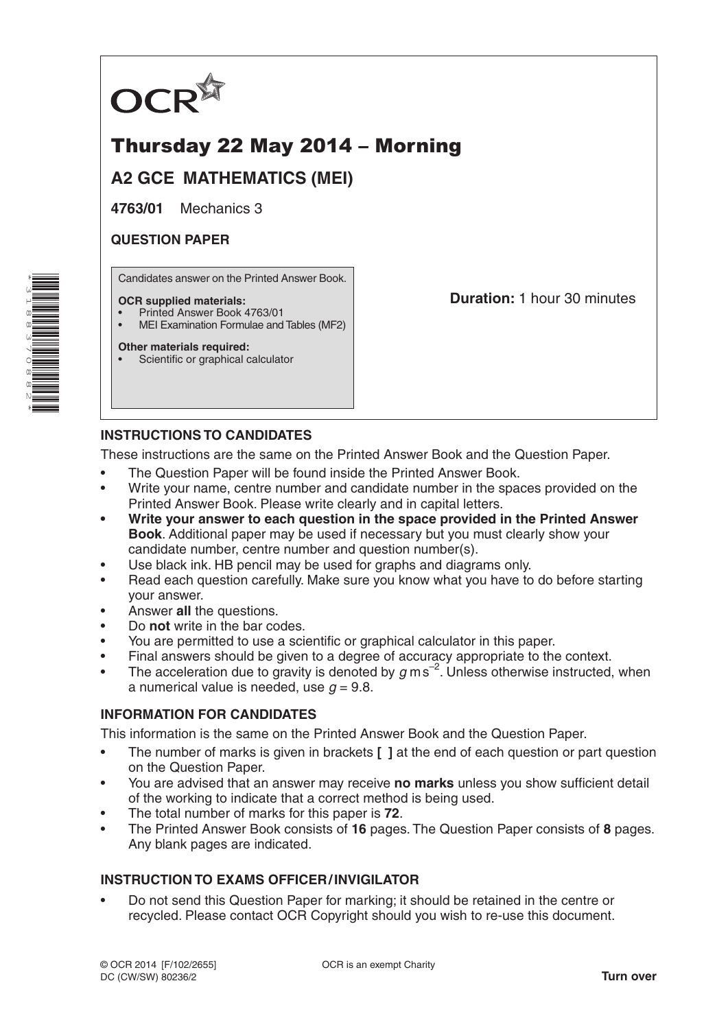OCR

# Thursday 22 May 2014 – Morning

## A2 GCE MATHEMATICS (MEI)

**4763/01** Mechanics 3

**QUESTION PAPER**

Candidates answer on the Printed Answer Book.

**OCR supplied materials:**
- Printed Answer Book 4763/01
- MEI Examination Formulae and Tables (MF2)

**Other materials required:**
- Scientific or graphical calculator

**Duration:** 1 hour 30 minutes

### INSTRUCTIONS TO CANDIDATES

These instructions are the same on the Printed Answer Book and the Question Paper.

- The Question Paper will be found inside the Printed Answer Book.
- Write your name, centre number and candidate number in the spaces provided on the Printed Answer Book. Please write clearly and in capital letters.
- **Write your answer to each question in the space provided in the Printed Answer Book**. Additional paper may be used if necessary but you must clearly show your candidate number, centre number and question number(s).
- Use black ink. HB pencil may be used for graphs and diagrams only.
- Read each question carefully. Make sure you know what you have to do before starting your answer.
- Answer **all** the questions.
- Do **not** write in the bar codes.
- You are permitted to use a scientific or graphical calculator in this paper.
- Final answers should be given to a degree of accuracy appropriate to the context.
- The acceleration due to gravity is denoted by $g\,\text{m}\,\text{s}^{-2}$. Unless otherwise instructed, when a numerical value is needed, use $g = 9.8$.

### INFORMATION FOR CANDIDATES

This information is the same on the Printed Answer Book and the Question Paper.

- The number of marks is given in brackets **[ ]** at the end of each question or part question on the Question Paper.
- You are advised that an answer may receive **no marks** unless you show sufficient detail of the working to indicate that a correct method is being used.
- The total number of marks for this paper is **72**.
- The Printed Answer Book consists of **16** pages. The Question Paper consists of **8** pages. Any blank pages are indicated.

### INSTRUCTION TO EXAMS OFFICER / INVIGILATOR

- Do not send this Question Paper for marking; it should be retained in the centre or recycled. Please contact OCR Copyright should you wish to re-use this document.

© OCR 2014 [F/102/2655]
DC (CW/SW) 80236/2

OCR is an exempt Charity

**Turn over**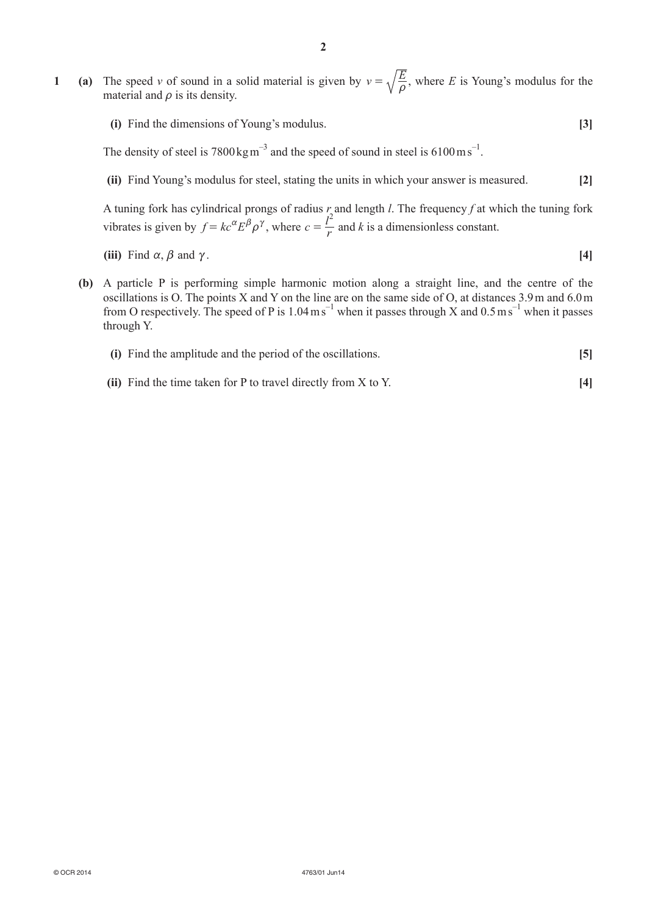**1 (a)** The speed $v$ of sound in a solid material is given by $v = \sqrt{\dfrac{E}{\rho}}$, where $E$ is Young's modulus for the material and $\rho$ is its density.

**(i)** Find the dimensions of Young's modulus. **[3]**

The density of steel is $7800\,\text{kg}\,\text{m}^{-3}$ and the speed of sound in steel is $6100\,\text{m}\,\text{s}^{-1}$.

**(ii)** Find Young's modulus for steel, stating the units in which your answer is measured. **[2]**

A tuning fork has cylindrical prongs of radius $r$ and length $l$. The frequency $f$ at which the tuning fork vibrates is given by $f = kc^{\alpha}E^{\beta}\rho^{\gamma}$, where $c = \dfrac{l^2}{r}$ and $k$ is a dimensionless constant.

**(iii)** Find $\alpha$, $\beta$ and $\gamma$. **[4]**

**(b)** A particle P is performing simple harmonic motion along a straight line, and the centre of the oscillations is O. The points X and Y on the line are on the same side of O, at distances 3.9 m and 6.0 m from O respectively. The speed of P is $1.04\,\text{m}\,\text{s}^{-1}$ when it passes through X and $0.5\,\text{m}\,\text{s}^{-1}$ when it passes through Y.

**(i)** Find the amplitude and the period of the oscillations. **[5]**

**(ii)** Find the time taken for P to travel directly from X to Y. **[4]**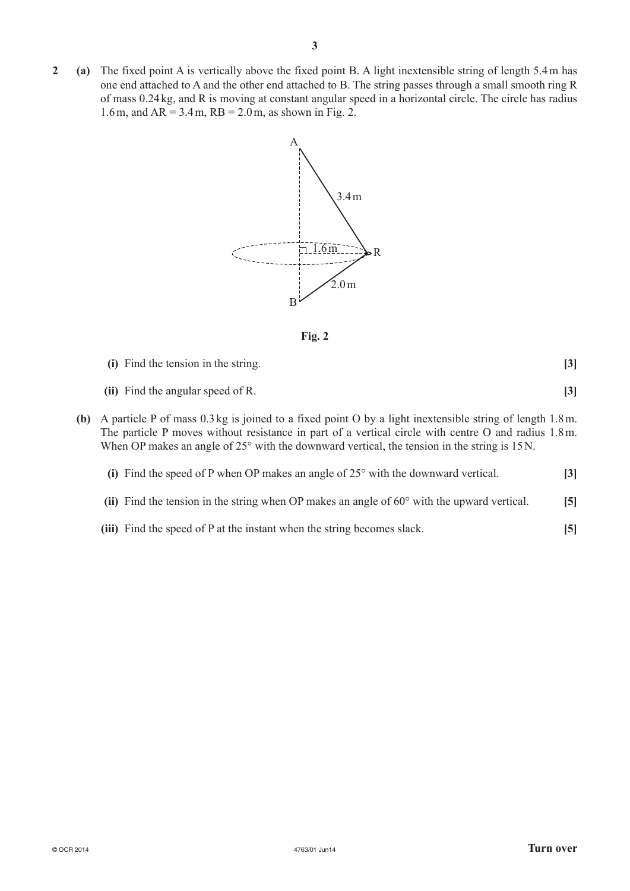**2 (a)** The fixed point A is vertically above the fixed point B. A light inextensible string of length 5.4 m has one end attached to A and the other end attached to B. The string passes through a small smooth ring R of mass 0.24 kg, and R is moving at constant angular speed in a horizontal circle. The circle has radius 1.6 m, and AR = 3.4 m, RB = 2.0 m, as shown in Fig. 2.

**Fig. 2**

**(i)** Find the tension in the string. **[3]**

**(ii)** Find the angular speed of R. **[3]**

**(b)** A particle P of mass 0.3 kg is joined to a fixed point O by a light inextensible string of length 1.8 m. The particle P moves without resistance in part of a vertical circle with centre O and radius 1.8 m. When OP makes an angle of 25° with the downward vertical, the tension in the string is 15 N.

**(i)** Find the speed of P when OP makes an angle of 25° with the downward vertical. **[3]**

**(ii)** Find the tension in the string when OP makes an angle of 60° with the upward vertical. **[5]**

**(iii)** Find the speed of P at the instant when the string becomes slack. **[5]**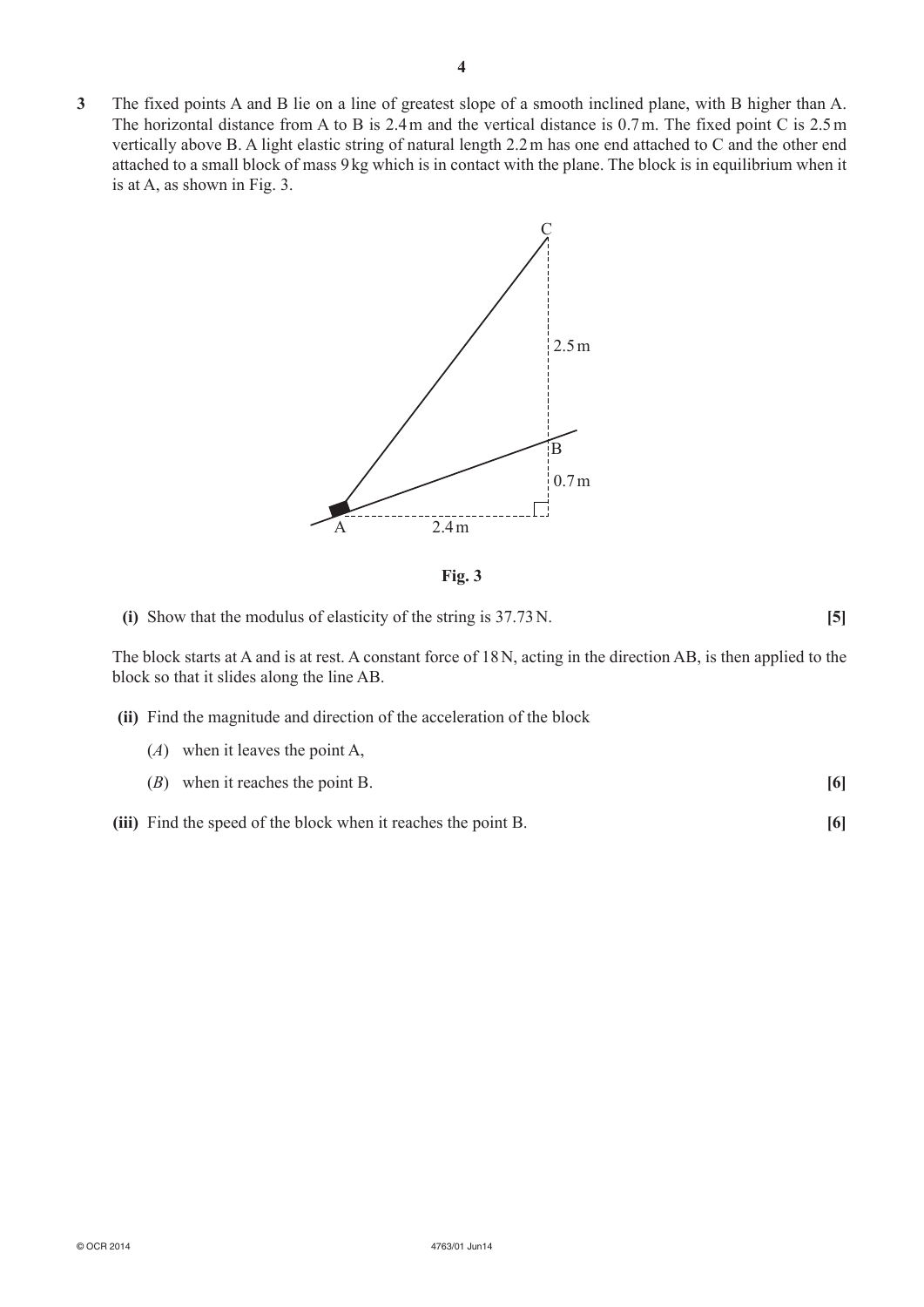**3** The fixed points A and B lie on a line of greatest slope of a smooth inclined plane, with B higher than A. The horizontal distance from A to B is 2.4 m and the vertical distance is 0.7 m. The fixed point C is 2.5 m vertically above B. A light elastic string of natural length 2.2 m has one end attached to C and the other end attached to a small block of mass 9 kg which is in contact with the plane. The block is in equilibrium when it is at A, as shown in Fig. 3.

Fig. 3

**(i)** Show that the modulus of elasticity of the string is 37.73 N. **[5]**

The block starts at A and is at rest. A constant force of 18 N, acting in the direction AB, is then applied to the block so that it slides along the line AB.

**(ii)** Find the magnitude and direction of the acceleration of the block

(*A*) when it leaves the point A,

(*B*) when it reaches the point B. **[6]**

**(iii)** Find the speed of the block when it reaches the point B. **[6]**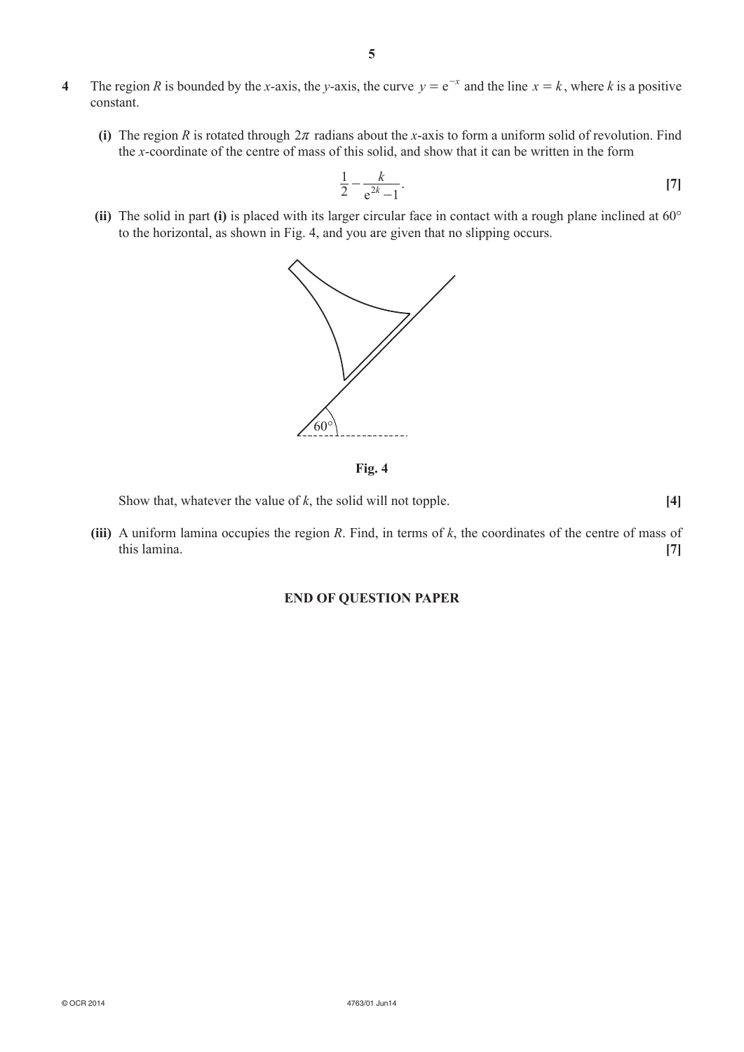**4** The region $R$ is bounded by the $x$-axis, the $y$-axis, the curve $y = \mathrm{e}^{-x}$ and the line $x = k$, where $k$ is a positive constant.

**(i)** The region $R$ is rotated through $2\pi$ radians about the $x$-axis to form a uniform solid of revolution. Find the $x$-coordinate of the centre of mass of this solid, and show that it can be written in the form

$$\frac{1}{2} - \frac{k}{\mathrm{e}^{2k} - 1}.$$

**[7]**

**(ii)** The solid in part **(i)** is placed with its larger circular face in contact with a rough plane inclined at 60° to the horizontal, as shown in Fig. 4, and you are given that no slipping occurs.

**Fig. 4**

Show that, whatever the value of $k$, the solid will not topple. **[4]**

**(iii)** A uniform lamina occupies the region $R$. Find, in terms of $k$, the coordinates of the centre of mass of this lamina. **[7]**

**END OF QUESTION PAPER**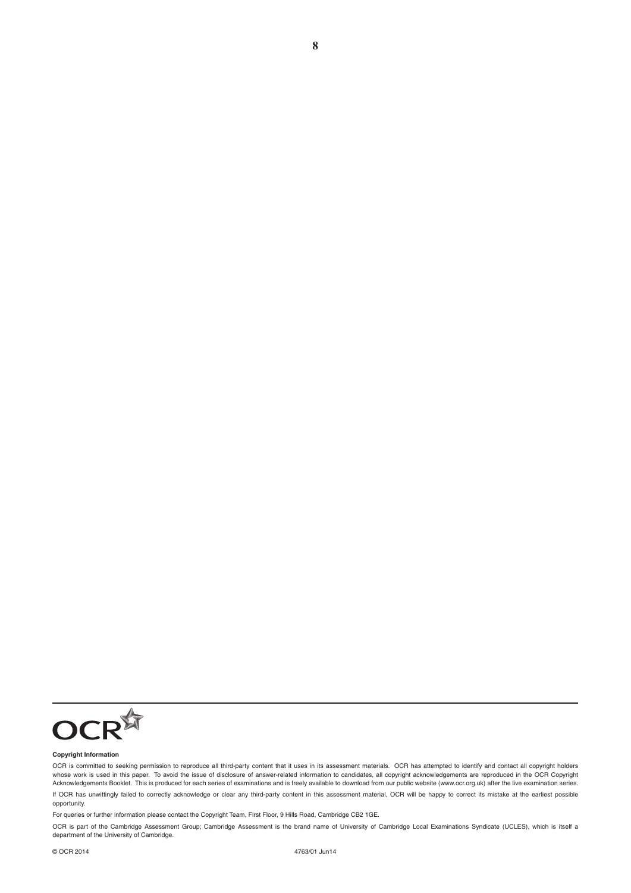**Copyright Information**

OCR is committed to seeking permission to reproduce all third-party content that it uses in its assessment materials. OCR has attempted to identify and contact all copyright holders whose work is used in this paper. To avoid the issue of disclosure of answer-related information to candidates, all copyright acknowledgements are reproduced in the OCR Copyright Acknowledgements Booklet. This is produced for each series of examinations and is freely available to download from our public website (www.ocr.org.uk) after the live examination series.

If OCR has unwittingly failed to correctly acknowledge or clear any third-party content in this assessment material, OCR will be happy to correct its mistake at the earliest possible opportunity.

For queries or further information please contact the Copyright Team, First Floor, 9 Hills Road, Cambridge CB2 1GE.

OCR is part of the Cambridge Assessment Group; Cambridge Assessment is the brand name of University of Cambridge Local Examinations Syndicate (UCLES), which is itself a department of the University of Cambridge.